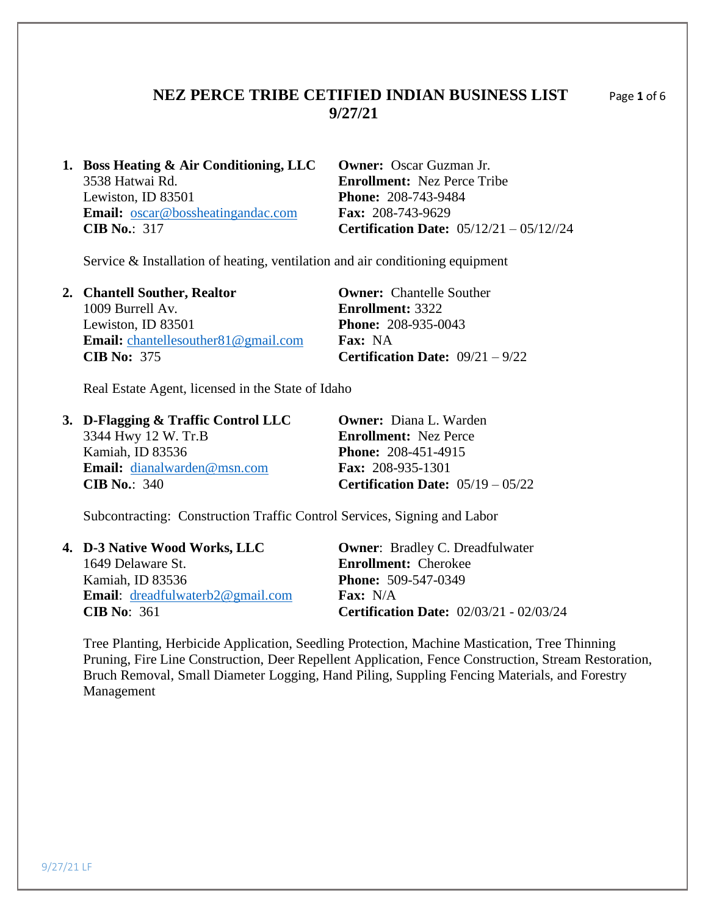# NEZ PERCE TRIBE CETIFIED INDIAN BUSINESS LIST
## 9/27/21

1. **Boss Heating & Air Conditioning, LLC**
   3538 Hatwai Rd.
   Lewiston, ID 83501
   **Email:** oscar@bossheatingandac.com
   **CIB No.**: 317

   **Owner:** Oscar Guzman Jr.
   **Enrollment:** Nez Perce Tribe
   **Phone:** 208-743-9484
   **Fax:** 208-743-9629
   **Certification Date:** 05/12/21 – 05/12//24

   Service & Installation of heating, ventilation and air conditioning equipment

2. **Chantell Souther, Realtor**
   1009 Burrell Av.
   Lewiston, ID 83501
   **Email:** chantellesouther81@gmail.com
   **CIB No:** 375

   **Owner:** Chantelle Souther
   **Enrollment:** 3322
   **Phone:** 208-935-0043
   **Fax:** NA
   **Certification Date:** 09/21 – 9/22

   Real Estate Agent, licensed in the State of Idaho

3. **D-Flagging & Traffic Control LLC**
   3344 Hwy 12 W. Tr.B
   Kamiah, ID 83536
   **Email:** dianalwarden@msn.com
   **CIB No.**: 340

   **Owner:** Diana L. Warden
   **Enrollment:** Nez Perce
   **Phone:** 208-451-4915
   **Fax:** 208-935-1301
   **Certification Date:** 05/19 – 05/22

   Subcontracting: Construction Traffic Control Services, Signing and Labor

4. **D-3 Native Wood Works, LLC**
   1649 Delaware St.
   Kamiah, ID 83536
   **Email**: dreadfulwaterb2@gmail.com
   **CIB No**: 361

   **Owner**: Bradley C. Dreadfulwater
   **Enrollment:** Cherokee
   **Phone:** 509-547-0349
   **Fax:** N/A
   **Certification Date:** 02/03/21 - 02/03/24

   Tree Planting, Herbicide Application, Seedling Protection, Machine Mastication, Tree Thinning Pruning, Fire Line Construction, Deer Repellent Application, Fence Construction, Stream Restoration, Bruch Removal, Small Diameter Logging, Hand Piling, Suppling Fencing Materials, and Forestry Management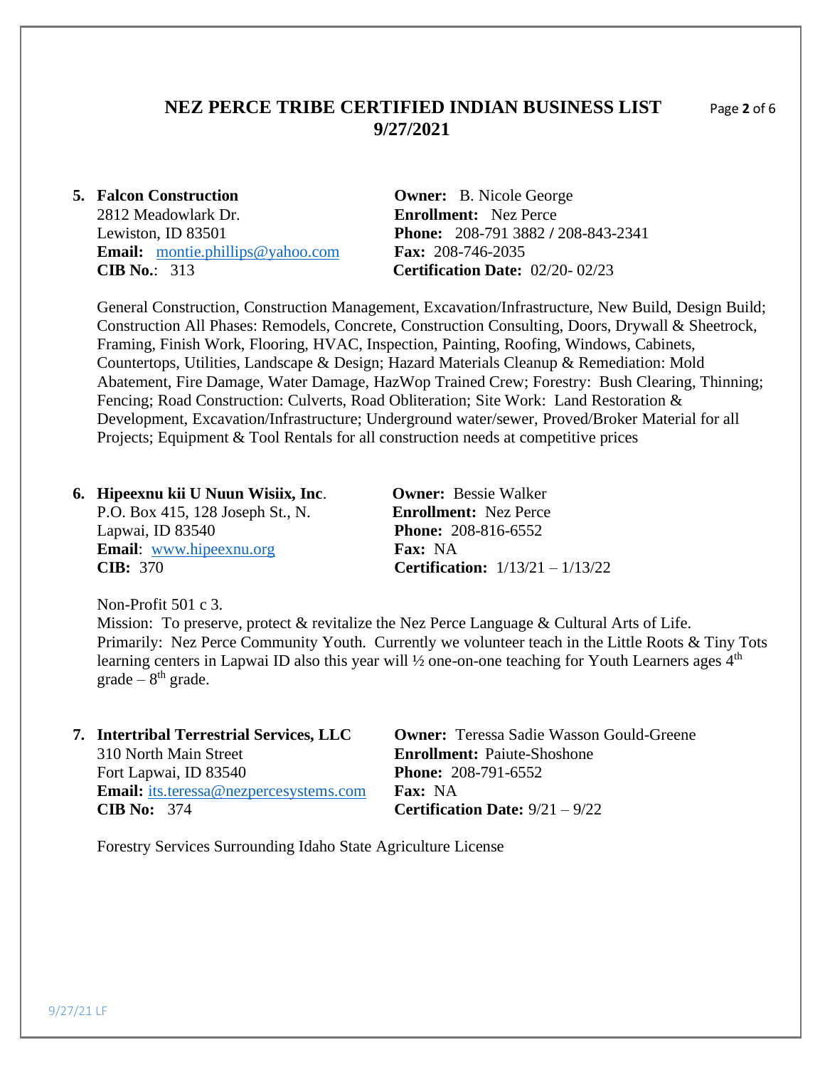# NEZ PERCE TRIBE CERTIFIED INDIAN BUSINESS LIST
## 9/27/2021

**5. Falcon Construction**
2812 Meadowlark Dr.
Lewiston, ID 83501
**Email:** montie.phillips@yahoo.com
**CIB No.**: 313

**Owner:** B. Nicole George
**Enrollment:** Nez Perce
**Phone:** 208-791 3882 / 208-843-2341
**Fax:** 208-746-2035
**Certification Date:** 02/20- 02/23

General Construction, Construction Management, Excavation/Infrastructure, New Build, Design Build; Construction All Phases: Remodels, Concrete, Construction Consulting, Doors, Drywall & Sheetrock, Framing, Finish Work, Flooring, HVAC, Inspection, Painting, Roofing, Windows, Cabinets, Countertops, Utilities, Landscape & Design; Hazard Materials Cleanup & Remediation: Mold Abatement, Fire Damage, Water Damage, HazWop Trained Crew; Forestry: Bush Clearing, Thinning; Fencing; Road Construction: Culverts, Road Obliteration; Site Work: Land Restoration & Development, Excavation/Infrastructure; Underground water/sewer, Proved/Broker Material for all Projects; Equipment & Tool Rentals for all construction needs at competitive prices

**6. Hipeexnu kii U Nuun Wisiix, Inc**.
P.O. Box 415, 128 Joseph St., N.
Lapwai, ID 83540
**Email**: www.hipeexnu.org
**CIB:** 370

**Owner:** Bessie Walker
**Enrollment:** Nez Perce
**Phone:** 208-816-6552
**Fax:** NA
**Certification:** 1/13/21 – 1/13/22

Non-Profit 501 c 3.
Mission: To preserve, protect & revitalize the Nez Perce Language & Cultural Arts of Life. Primarily: Nez Perce Community Youth. Currently we volunteer teach in the Little Roots & Tiny Tots learning centers in Lapwai ID also this year will ½ one-on-one teaching for Youth Learners ages 4th grade – 8th grade.

**7. Intertribal Terrestrial Services, LLC**
310 North Main Street
Fort Lapwai, ID 83540
**Email:** its.teressa@nezpercesystems.com
**CIB No:** 374

**Owner:** Teressa Sadie Wasson Gould-Greene
**Enrollment:** Paiute-Shoshone
**Phone:** 208-791-6552
**Fax:** NA
**Certification Date:** 9/21 – 9/22

Forestry Services Surrounding Idaho State Agriculture License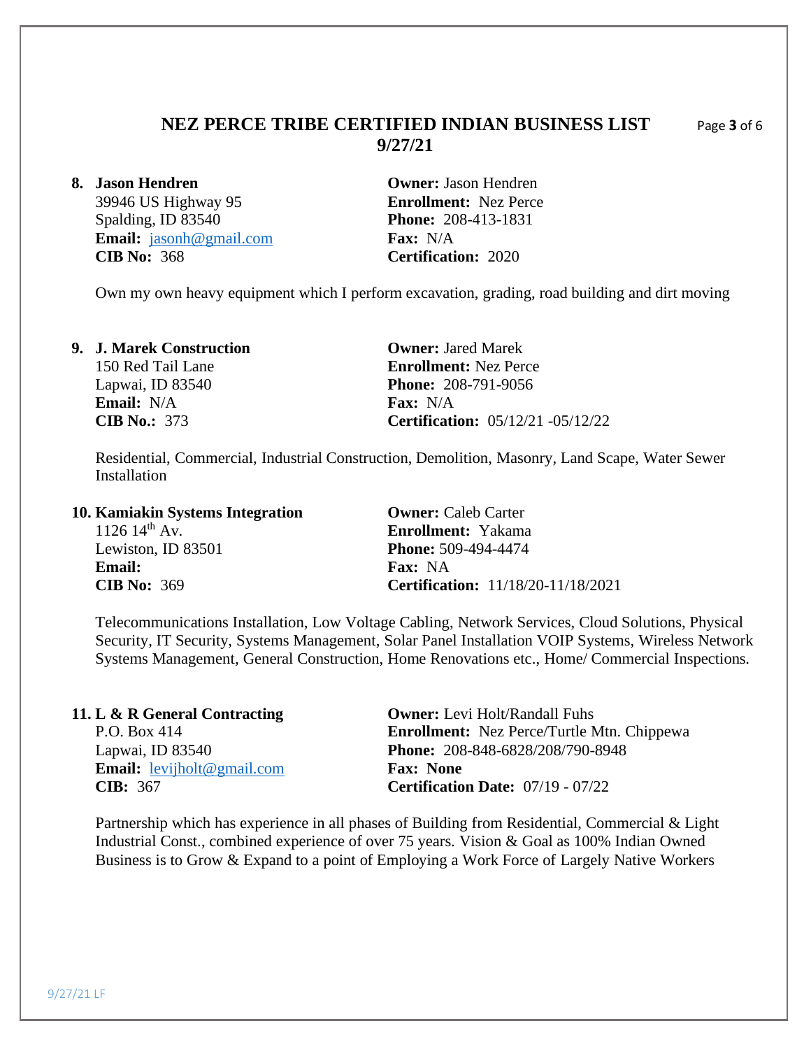**NEZ PERCE TRIBE CERTIFIED INDIAN BUSINESS LIST**
**9/27/21**

**8. Jason Hendren**
39946 US Highway 95
Spalding, ID 83540
**Email:** jasonh@gmail.com
**CIB No:** 368

**Owner:** Jason Hendren
**Enrollment:** Nez Perce
**Phone:** 208-413-1831
**Fax:** N/A
**Certification:** 2020

Own my own heavy equipment which I perform excavation, grading, road building and dirt moving

**9. J. Marek Construction**
150 Red Tail Lane
Lapwai, ID 83540
**Email:** N/A
**CIB No.:** 373

**Owner:** Jared Marek
**Enrollment:** Nez Perce
**Phone:** 208-791-9056
**Fax:** N/A
**Certification:** 05/12/21 -05/12/22

Residential, Commercial, Industrial Construction, Demolition, Masonry, Land Scape, Water Sewer Installation

**10. Kamiakin Systems Integration**
1126 14th Av.
Lewiston, ID 83501
**Email:**
**CIB No:** 369

**Owner:** Caleb Carter
**Enrollment:** Yakama
**Phone:** 509-494-4474
**Fax:** NA
**Certification:** 11/18/20-11/18/2021

Telecommunications Installation, Low Voltage Cabling, Network Services, Cloud Solutions, Physical Security, IT Security, Systems Management, Solar Panel Installation VOIP Systems, Wireless Network Systems Management, General Construction, Home Renovations etc., Home/ Commercial Inspections.

**11. L & R General Contracting**
P.O. Box 414
Lapwai, ID 83540
**Email:** levijholt@gmail.com
**CIB:** 367

**Owner:** Levi Holt/Randall Fuhs
**Enrollment:** Nez Perce/Turtle Mtn. Chippewa
**Phone:** 208-848-6828/208/790-8948
**Fax: None**
**Certification Date:** 07/19 - 07/22

Partnership which has experience in all phases of Building from Residential, Commercial & Light Industrial Const., combined experience of over 75 years. Vision & Goal as 100% Indian Owned Business is to Grow & Expand to a point of Employing a Work Force of Largely Native Workers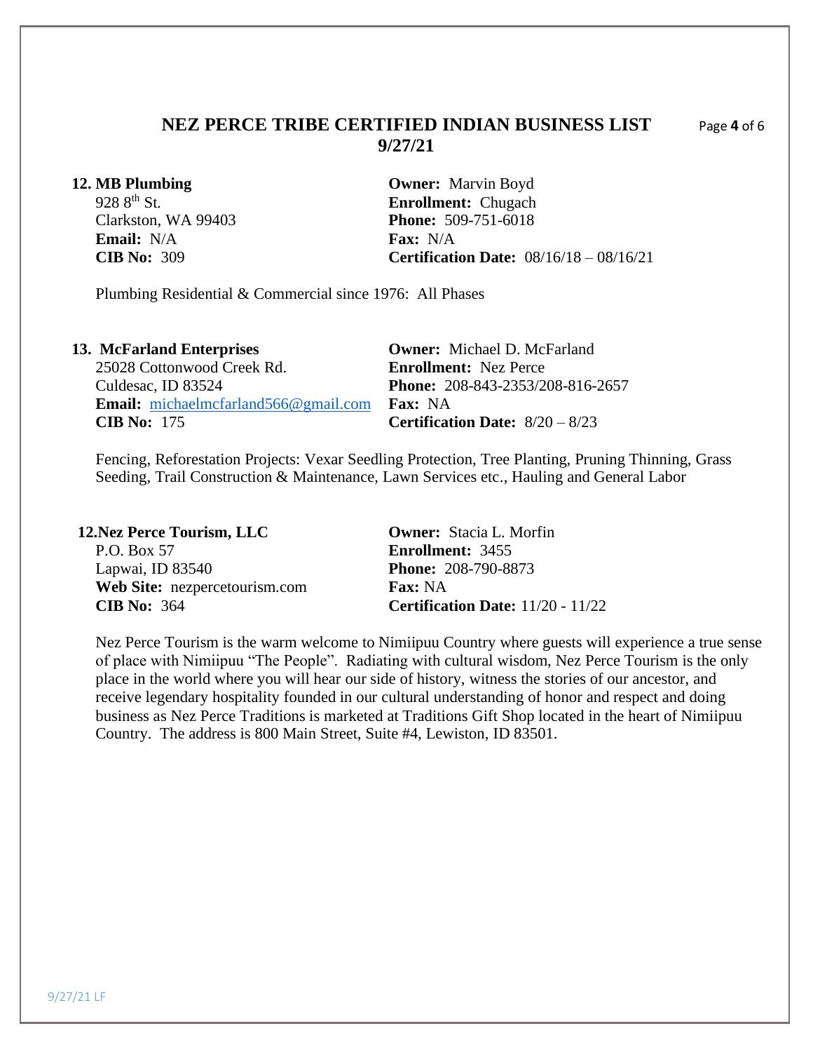# NEZ PERCE TRIBE CERTIFIED INDIAN BUSINESS LIST
## 9/27/21

**12. MB Plumbing**
928 8th St.
Clarkston, WA 99403
**Email:** N/A
**CIB No:** 309

**Owner:** Marvin Boyd
**Enrollment:** Chugach
**Phone:** 509-751-6018
**Fax:** N/A
**Certification Date:** 08/16/18 – 08/16/21

Plumbing Residential & Commercial since 1976: All Phases

**13. McFarland Enterprises**
25028 Cottonwood Creek Rd.
Culdesac, ID 83524
**Email:** michaelmcfarland566@gmail.com
**CIB No:** 175

**Owner:** Michael D. McFarland
**Enrollment:** Nez Perce
**Phone:** 208-843-2353/208-816-2657
**Fax:** NA
**Certification Date:** 8/20 – 8/23

Fencing, Reforestation Projects: Vexar Seedling Protection, Tree Planting, Pruning Thinning, Grass Seeding, Trail Construction & Maintenance, Lawn Services etc., Hauling and General Labor

**12.Nez Perce Tourism, LLC**
P.O. Box 57
Lapwai, ID 83540
**Web Site:** nezpercetourism.com
**CIB No:** 364

**Owner:** Stacia L. Morfin
**Enrollment:** 3455
**Phone:** 208-790-8873
**Fax:** NA
**Certification Date:** 11/20 - 11/22

Nez Perce Tourism is the warm welcome to Nimiipuu Country where guests will experience a true sense of place with Nimiipuu "The People". Radiating with cultural wisdom, Nez Perce Tourism is the only place in the world where you will hear our side of history, witness the stories of our ancestor, and receive legendary hospitality founded in our cultural understanding of honor and respect and doing business as Nez Perce Traditions is marketed at Traditions Gift Shop located in the heart of Nimiipuu Country. The address is 800 Main Street, Suite #4, Lewiston, ID 83501.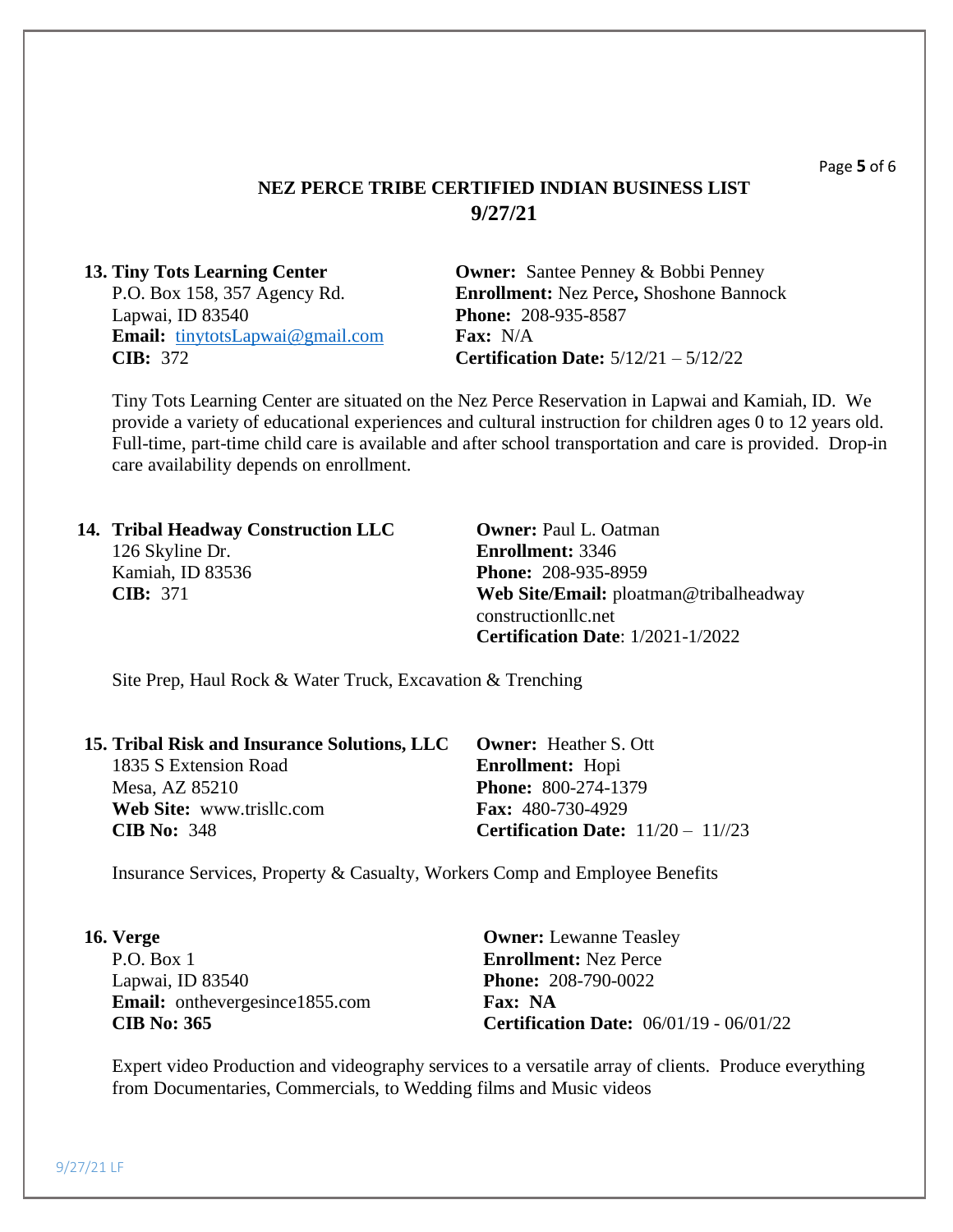## NEZ PERCE TRIBE CERTIFIED INDIAN BUSINESS LIST
## 9/27/21

**13. Tiny Tots Learning Center**
P.O. Box 158, 357 Agency Rd.
Lapwai, ID 83540
**Email:** tinytotsLapwai@gmail.com
**CIB:** 372

**Owner:** Santee Penney & Bobbi Penney
**Enrollment:** Nez Perce**,** Shoshone Bannock
**Phone:** 208-935-8587
**Fax:** N/A
**Certification Date:** 5/12/21 – 5/12/22

Tiny Tots Learning Center are situated on the Nez Perce Reservation in Lapwai and Kamiah, ID. We provide a variety of educational experiences and cultural instruction for children ages 0 to 12 years old. Full-time, part-time child care is available and after school transportation and care is provided. Drop-in care availability depends on enrollment.

**14. Tribal Headway Construction LLC**
126 Skyline Dr.
Kamiah, ID 83536
**CIB:** 371

**Owner:** Paul L. Oatman
**Enrollment:** 3346
**Phone:** 208-935-8959
**Web Site/Email:** ploatman@tribalheadway constructionllc.net
**Certification Date**: 1/2021-1/2022

Site Prep, Haul Rock & Water Truck, Excavation & Trenching

**15. Tribal Risk and Insurance Solutions, LLC**
1835 S Extension Road
Mesa, AZ 85210
**Web Site:** www.trisllc.com
**CIB No:** 348

**Owner:** Heather S. Ott
**Enrollment:** Hopi
**Phone:** 800-274-1379
**Fax:** 480-730-4929
**Certification Date:** 11/20 – 11//23

Insurance Services, Property & Casualty, Workers Comp and Employee Benefits

**16. Verge**
P.O. Box 1
Lapwai, ID 83540
**Email:** onthevergesince1855.com
**CIB No: 365**

**Owner:** Lewanne Teasley
**Enrollment:** Nez Perce
**Phone:** 208-790-0022
**Fax: NA**
**Certification Date:** 06/01/19 - 06/01/22

Expert video Production and videography services to a versatile array of clients. Produce everything from Documentaries, Commercials, to Wedding films and Music videos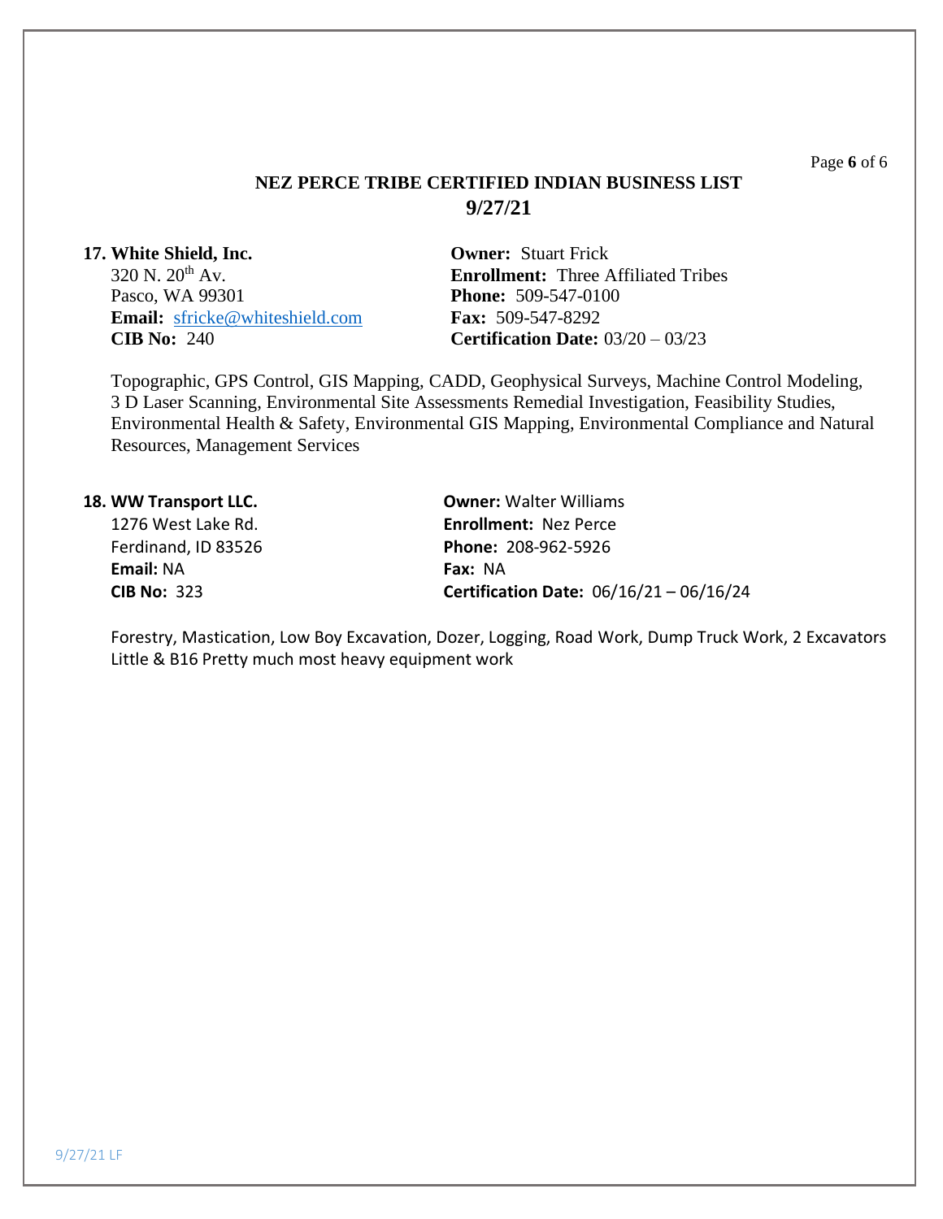## NEZ PERCE TRIBE CERTIFIED INDIAN BUSINESS LIST
## 9/27/21

**17. White Shield, Inc.**
320 N. 20th Av.
Pasco, WA 99301
**Email:** sfricke@whiteshield.com
**CIB No:** 240

**Owner:** Stuart Frick
**Enrollment:** Three Affiliated Tribes
**Phone:** 509-547-0100
**Fax:** 509-547-8292
**Certification Date:** 03/20 – 03/23

Topographic, GPS Control, GIS Mapping, CADD, Geophysical Surveys, Machine Control Modeling, 3 D Laser Scanning, Environmental Site Assessments Remedial Investigation, Feasibility Studies, Environmental Health & Safety, Environmental GIS Mapping, Environmental Compliance and Natural Resources, Management Services

**18. WW Transport LLC.**
1276 West Lake Rd.
Ferdinand, ID 83526
**Email:** NA
**CIB No:** 323

**Owner:** Walter Williams
**Enrollment:** Nez Perce
**Phone:** 208-962-5926
**Fax:** NA
**Certification Date:** 06/16/21 – 06/16/24

Forestry, Mastication, Low Boy Excavation, Dozer, Logging, Road Work, Dump Truck Work, 2 Excavators Little & B16 Pretty much most heavy equipment work